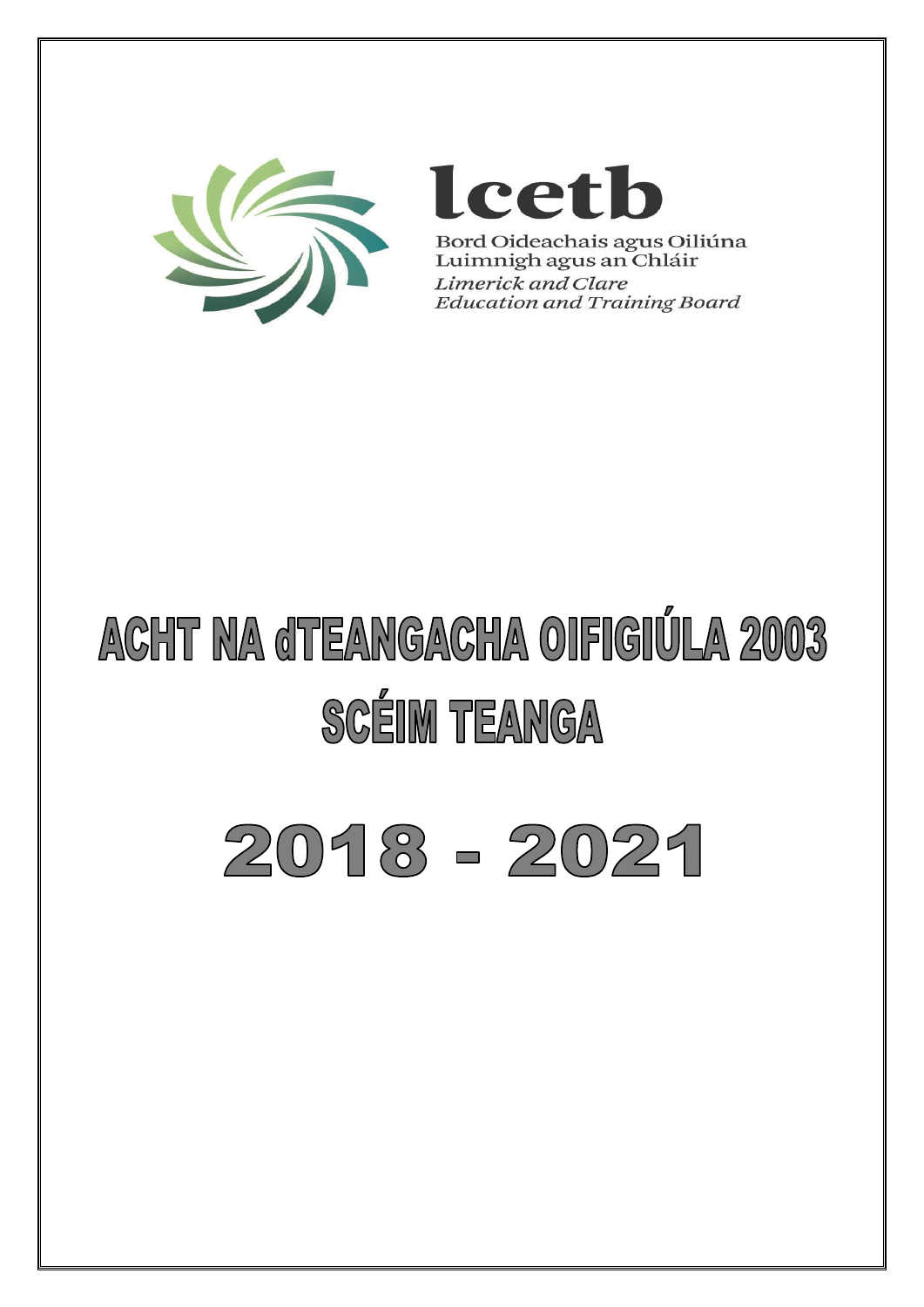lcetb

Bord Oideachais agus Oiliúna
Luimnigh agus an Chláir

*Limerick and Clare*
*Education and Training Board*

# ACHT NA dTEANGACHA OIFIGIÚLA 2003

# SCÉIM TEANGA

# 2018 - 2021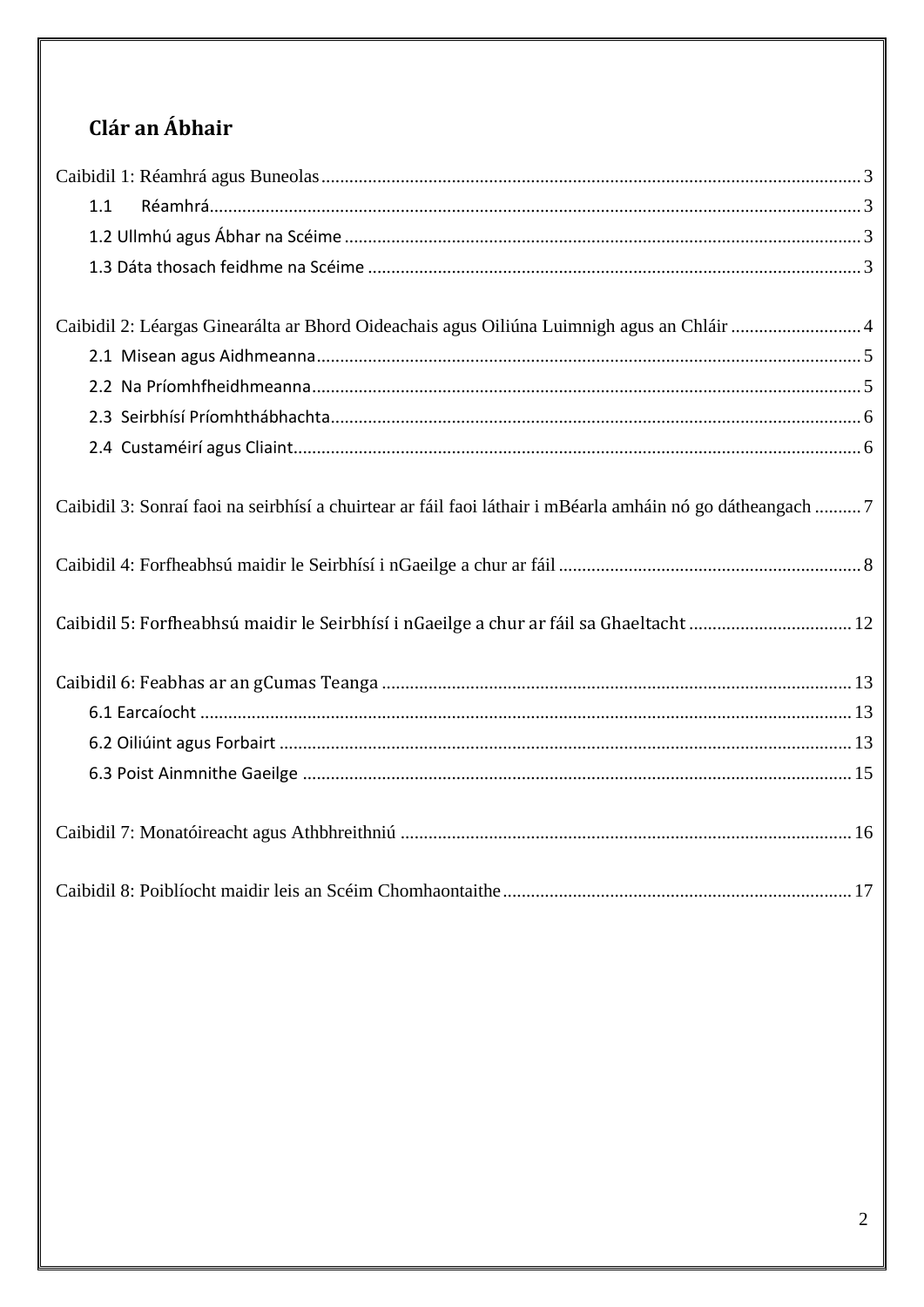## Clár an Ábhair

Caibidil 1: Réamhrá agus Buneolas ........ 3

- 1.1 Réamhrá ........ 3
- 1.2 Ullmhú agus Ábhar na Scéime ........ 3
- 1.3 Dáta thosach feidhme na Scéime ........ 3

Caibidil 2: Léargas Ginearálta ar Bhord Oideachais agus Oiliúna Luimnigh agus an Chláir ........ 4

- 2.1 Misean agus Aidhmeanna ........ 5
- 2.2 Na Príomhfheidhmeanna ........ 5
- 2.3 Seirbhísí Príomhthábhachta ........ 6
- 2.4 Custaméirí agus Cliaint ........ 6

Caibidil 3: Sonraí faoi na seirbhísí a chuirtear ar fáil faoi láthair i mBéarla amháin nó go dátheangach ........ 7

Caibidil 4: Forfheabhsú maidir le Seirbhísí i nGaeilge a chur ar fáil ........ 8

Caibidil 5: Forfheabhsú maidir le Seirbhísí i nGaeilge a chur ar fáil sa Ghaeltacht ........ 12

Caibidil 6: Feabhas ar an gCumas Teanga ........ 13

- 6.1 Earcaíocht ........ 13
- 6.2 Oiliúint agus Forbairt ........ 13
- 6.3 Poist Ainmnithe Gaeilge ........ 15

Caibidil 7: Monatóireacht agus Athbhreithniú ........ 16

Caibidil 8: Poiblíocht maidir leis an Scéim Chomhaontaithe ........ 17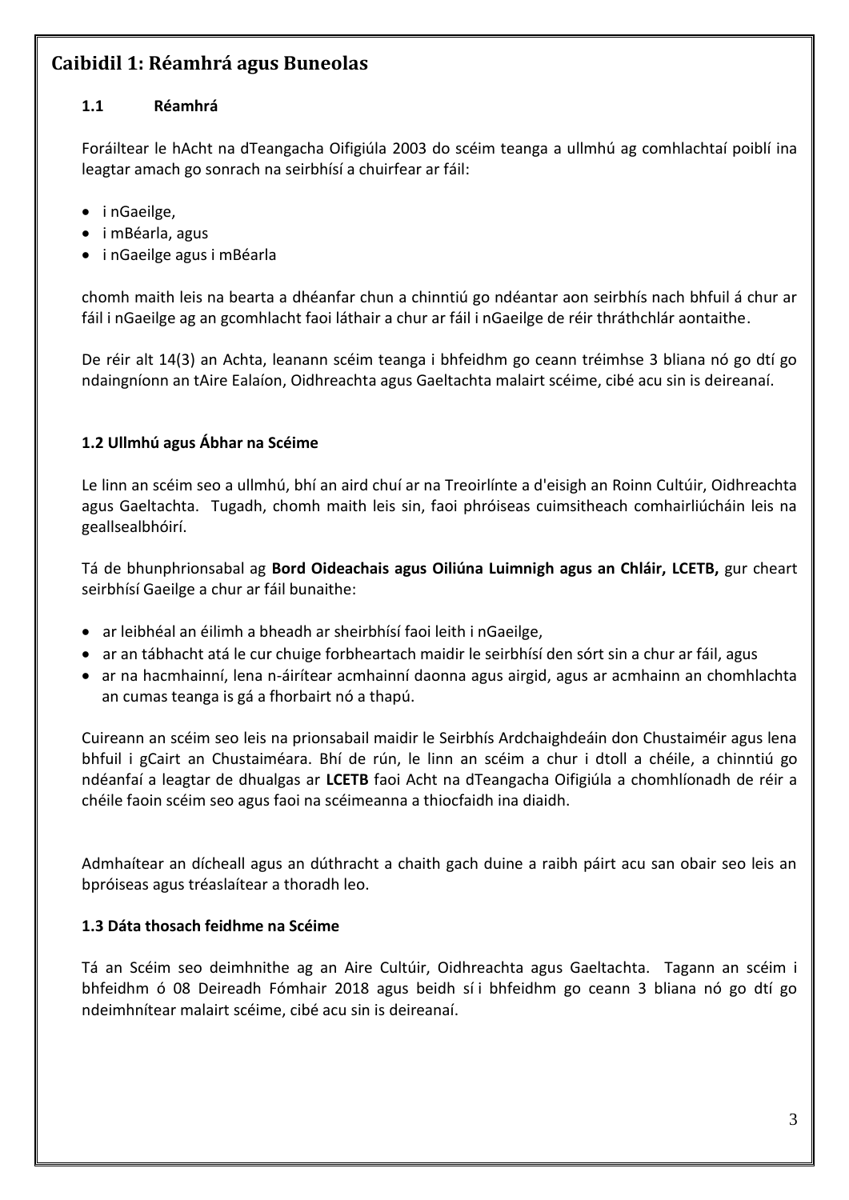# Caibidil 1: Réamhrá agus Buneolas

## 1.1 Réamhrá

Foráiltear le hAcht na dTeangacha Oifigiúla 2003 do scéim teanga a ullmhú ag comhlachtaí poiblí ina leagtar amach go sonrach na seirbhísí a chuirfear ar fáil:

- i nGaeilge,
- i mBéarla, agus
- i nGaeilge agus i mBéarla

chomh maith leis na bearta a dhéanfar chun a chinntiú go ndéantar aon seirbhís nach bhfuil á chur ar fáil i nGaeilge ag an gcomhlacht faoi láthair a chur ar fáil i nGaeilge de réir thráthchlár aontaithe.

De réir alt 14(3) an Achta, leanann scéim teanga i bhfeidhm go ceann tréimhse 3 bliana nó go dtí go ndaingníonn an tAire Ealaíon, Oidhreachta agus Gaeltachta malairt scéime, cibé acu sin is deireanaí.

## 1.2 Ullmhú agus Ábhar na Scéime

Le linn an scéim seo a ullmhú, bhí an aird chuí ar na Treoirlínte a d'eisigh an Roinn Cultúir, Oidhreachta agus Gaeltachta. Tugadh, chomh maith leis sin, faoi phróiseas cuimsitheach comhairliúcháin leis na geallsealbhóirí.

Tá de bhunphrionsabal ag **Bord Oideachais agus Oiliúna Luimnigh agus an Chláir, LCETB,** gur cheart seirbhísí Gaeilge a chur ar fáil bunaithe:

- ar leibhéal an éilimh a bheadh ar sheirbhísí faoi leith i nGaeilge,
- ar an tábhacht atá le cur chuige forbheartach maidir le seirbhísí den sórt sin a chur ar fáil, agus
- ar na hacmhainní, lena n-áirítear acmhainní daonna agus airgid, agus ar acmhainn an chomhlachta an cumas teanga is gá a fhorbairt nó a thapú.

Cuireann an scéim seo leis na prionsabail maidir le Seirbhís Ardchaighdeáin don Chustaiméir agus lena bhfuil i gCairt an Chustaiméara. Bhí de rún, le linn an scéim a chur i dtoll a chéile, a chinntiú go ndéanfaí a leagtar de dhualgas ar **LCETB** faoi Acht na dTeangacha Oifigiúla a chomhlíonadh de réir a chéile faoin scéim seo agus faoi na scéimeanna a thiocfaidh ina diaidh.

Admhaítear an dícheall agus an dúthracht a chaith gach duine a raibh páirt acu san obair seo leis an bpróiseas agus tréaslaítear a thoradh leo.

## 1.3 Dáta thosach feidhme na Scéime

Tá an Scéim seo deimhnithe ag an Aire Cultúir, Oidhreachta agus Gaeltachta. Tagann an scéim i bhfeidhm ó 08 Deireadh Fómhair 2018 agus beidh sí i bhfeidhm go ceann 3 bliana nó go dtí go ndeimhnítear malairt scéime, cibé acu sin is deireanaí.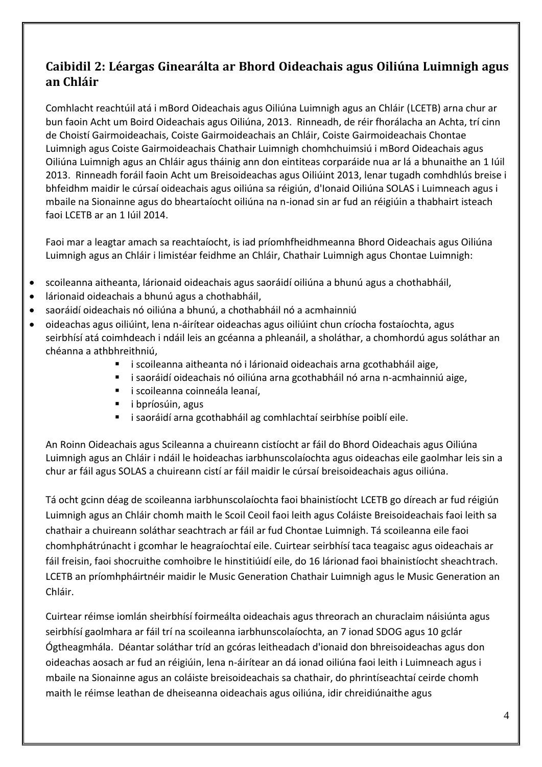## Caibidil 2: Léargas Ginearálta ar Bhord Oideachais agus Oiliúna Luimnigh agus an Chláir

Comhlacht reachtúil atá i mBord Oideachais agus Oiliúna Luimnigh agus an Chláir (LCETB) arna chur ar bun faoin Acht um Boird Oideachais agus Oiliúna, 2013. Rinneadh, de réir fhorálacha an Achta, trí cinn de Choistí Gairmoideachais, Coiste Gairmoideachais an Chláir, Coiste Gairmoideachais Chontae Luimnigh agus Coiste Gairmoideachais Chathair Luimnigh chomhchuimsiú i mBord Oideachais agus Oiliúna Luimnigh agus an Chláir agus tháinig ann don eintiteas corparáide nua ar lá a bhunaithe an 1 Iúil 2013. Rinneadh foráil faoin Acht um Breisoideachas agus Oiliúint 2013, lenar tugadh comhdhlús breise i bhfeidhm maidir le cúrsaí oideachais agus oiliúna sa réigiún, d'Ionaid Oiliúna SOLAS i Luimneach agus i mbaile na Sionainne agus do bheartaíocht oiliúna na n-ionad sin ar fud an réigiúin a thabhairt isteach faoi LCETB ar an 1 Iúil 2014.

Faoi mar a leagtar amach sa reachtaíocht, is iad príomhfheidhmeanna Bhord Oideachais agus Oiliúna Luimnigh agus an Chláir i limistéar feidhme an Chláir, Chathair Luimnigh agus Chontae Luimnigh:

- scoileanna aitheanta, lárionaid oideachais agus saoráidí oiliúna a bhunú agus a chothabháil,
- lárionaid oideachais a bhunú agus a chothabháil,
- saoráidí oideachais nó oiliúna a bhunú, a chothabháil nó a acmhainniú
- oideachas agus oiliúint, lena n-áirítear oideachas agus oiliúint chun críocha fostaíochta, agus seirbhísí atá coimhdeach i ndáil leis an gcéanna a phleanáil, a sholáthar, a chomhordú agus soláthar an chéanna a athbhreithniú,
  - i scoileanna aitheanta nó i lárionaid oideachais arna gcothabháil aige,
  - i saoráidí oideachais nó oiliúna arna gcothabháil nó arna n-acmhainniú aige,
  - i scoileanna coinneála leanaí,
  - i bpríosúin, agus
  - i saoráidí arna gcothabháil ag comhlachtaí seirbhíse poiblí eile.

An Roinn Oideachais agus Scileanna a chuireann cistíocht ar fáil do Bhord Oideachais agus Oiliúna Luimnigh agus an Chláir i ndáil le hoideachas iarbhunscolaíochta agus oideachas eile gaolmhar leis sin a chur ar fáil agus SOLAS a chuireann cistí ar fáil maidir le cúrsaí breisoideachais agus oiliúna.

Tá ocht gcinn déag de scoileanna iarbhunscolaíochta faoi bhainistíocht LCETB go díreach ar fud réigiún Luimnigh agus an Chláir chomh maith le Scoil Ceoil faoi leith agus Coláiste Breisoideachais faoi leith sa chathair a chuireann soláthar seachtrach ar fáil ar fud Chontae Luimnigh. Tá scoileanna eile faoi chomhphátrúnacht i gcomhar le heagraíochtaí eile. Cuirtear seirbhísí taca teagaisc agus oideachais ar fáil freisin, faoi shocruithe comhoibre le hinstitiúidí eile, do 16 lárionad faoi bhainistíocht sheachtrach. LCETB an príomhpháirtnéir maidir le Music Generation Chathair Luimnigh agus le Music Generation an Chláir.

Cuirtear réimse iomlán sheirbhísí foirmeálta oideachais agus threorach an churaclaim náisiúnta agus seirbhísí gaolmhara ar fáil trí na scoileanna iarbhunscolaíochta, an 7 ionad SDOG agus 10 gclár Ógtheagmhála. Déantar soláthar tríd an gcóras leitheadach d'ionaid don bhreisoideachas agus don oideachas aosach ar fud an réigiúin, lena n-áirítear an dá ionad oiliúna faoi leith i Luimneach agus i mbaile na Sionainne agus an coláiste breisoideachais sa chathair, do phrintíseachtaí ceirde chomh maith le réimse leathan de dheiseanna oideachais agus oiliúna, idir chreidiúnaithe agus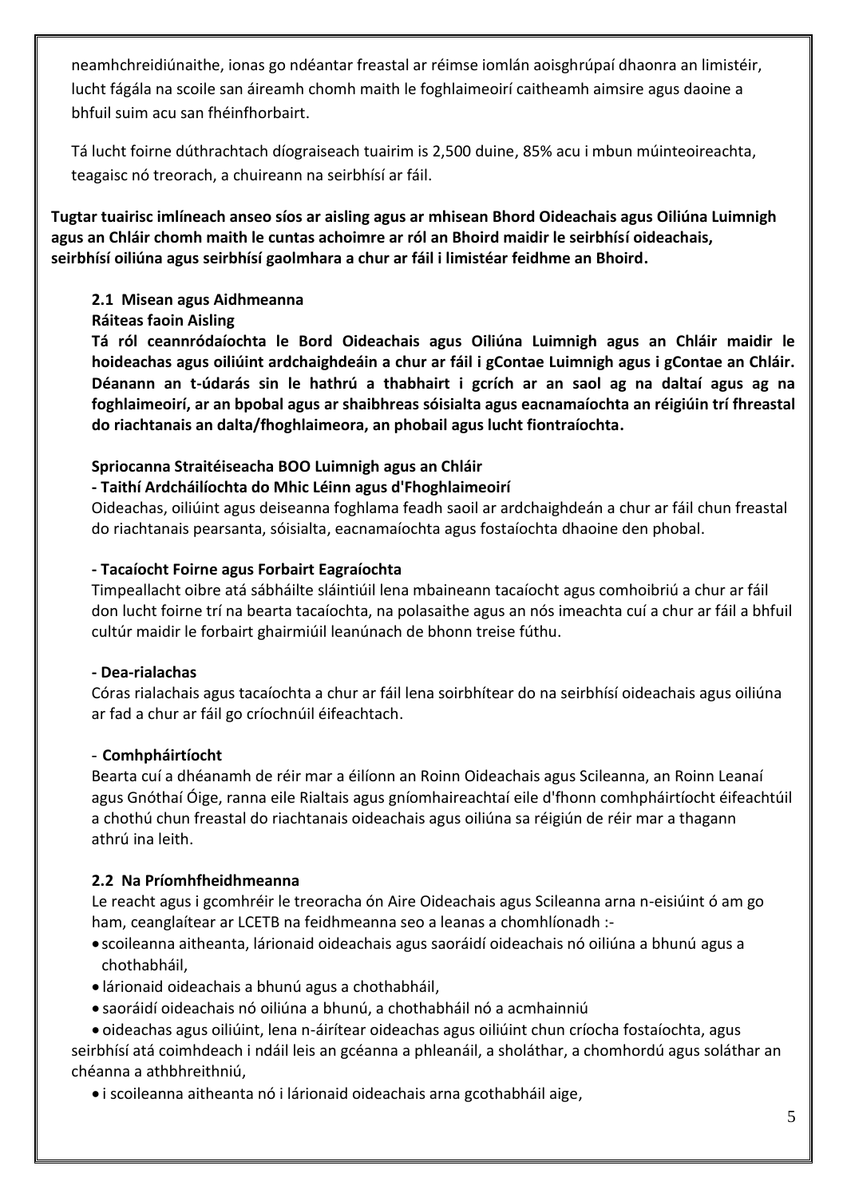neamhchreidiúnaithe, ionas go ndéantar freastal ar réimse iomlán aoisghrúpaí dhaonra an limistéir, lucht fágála na scoile san áireamh chomh maith le foghlaimeoirí caitheamh aimsire agus daoine a bhfuil suim acu san fhéinfhorbairt.

Tá lucht foirne dúthrachtach díograiseach tuairim is 2,500 duine, 85% acu i mbun múinteoireachta, teagaisc nó treorach, a chuireann na seirbhísí ar fáil.

**Tugtar tuairisc imlíneach anseo síos ar aisling agus ar mhisean Bhord Oideachais agus Oiliúna Luimnigh agus an Chláir chomh maith le cuntas achoimre ar ról an Bhoird maidir le seirbhísí oideachais, seirbhísí oiliúna agus seirbhísí gaolmhara a chur ar fáil i limistéar feidhme an Bhoird.**

### 2.1 Misean agus Aidhmeanna

**Ráiteas faoin Aisling**

**Tá ról ceannródaíochta le Bord Oideachais agus Oiliúna Luimnigh agus an Chláir maidir le hoideachas agus oiliúint ardchaighdeáin a chur ar fáil i gContae Luimnigh agus i gContae an Chláir. Déanann an t-údarás sin le hathrú a thabhairt i gcrích ar an saol ag na daltaí agus ag na foghlaimeoirí, ar an bpobal agus ar shaibhreas sóisialta agus eacnamaíochta an réigiúin trí fhreastal do riachtanais an dalta/fhoghlaimeora, an phobail agus lucht fiontraíochta.**

**Spriocanna Straitéiseacha BOO Luimnigh agus an Chláir**

**- Taithí Ardcháilíochta do Mhic Léinn agus d'Fhoghlaimeoirí**

Oideachas, oiliúint agus deiseanna foghlama feadh saoil ar ardchaighdeán a chur ar fáil chun freastal do riachtanais pearsanta, sóisialta, eacnamaíochta agus fostaíochta dhaoine den phobal.

**- Tacaíocht Foirne agus Forbairt Eagraíochta**

Timpeallacht oibre atá sábháilte sláintiúil lena mbaineann tacaíocht agus comhoibriú a chur ar fáil don lucht foirne trí na bearta tacaíochta, na polasaithe agus an nós imeachta cuí a chur ar fáil a bhfuil cultúr maidir le forbairt ghairmiúil leanúnach de bhonn treise fúthu.

**- Dea-rialachas**

Córas rialachais agus tacaíochta a chur ar fáil lena soirbhítear do na seirbhísí oideachais agus oiliúna ar fad a chur ar fáil go críochnúil éifeachtach.

- **Comhpháirtíocht**

Bearta cuí a dhéanamh de réir mar a éilíonn an Roinn Oideachais agus Scileanna, an Roinn Leanaí agus Gnóthaí Óige, ranna eile Rialtais agus gníomhaireachtaí eile d'fhonn comhpháirtíocht éifeachtúil a chothú chun freastal do riachtanais oideachais agus oiliúna sa réigiún de réir mar a thagann athrú ina leith.

### 2.2 Na Príomhfheidhmeanna

Le reacht agus i gcomhréir le treoracha ón Aire Oideachais agus Scileanna arna n-eisiúint ó am go ham, ceanglaítear ar LCETB na feidhmeanna seo a leanas a chomhlíonadh :-

- scoileanna aitheanta, lárionaid oideachais agus saoráidí oideachais nó oiliúna a bhunú agus a chothabháil,
- lárionaid oideachais a bhunú agus a chothabháil,
- saoráidí oideachais nó oiliúna a bhunú, a chothabháil nó a acmhainniú
- oideachas agus oiliúint, lena n-áirítear oideachas agus oiliúint chun críocha fostaíochta, agus seirbhísí atá coimhdeach i ndáil leis an gcéanna a phleanáil, a sholáthar, a chomhordú agus soláthar an chéanna a athbhreithniú,
- i scoileanna aitheanta nó i lárionaid oideachais arna gcothabháil aige,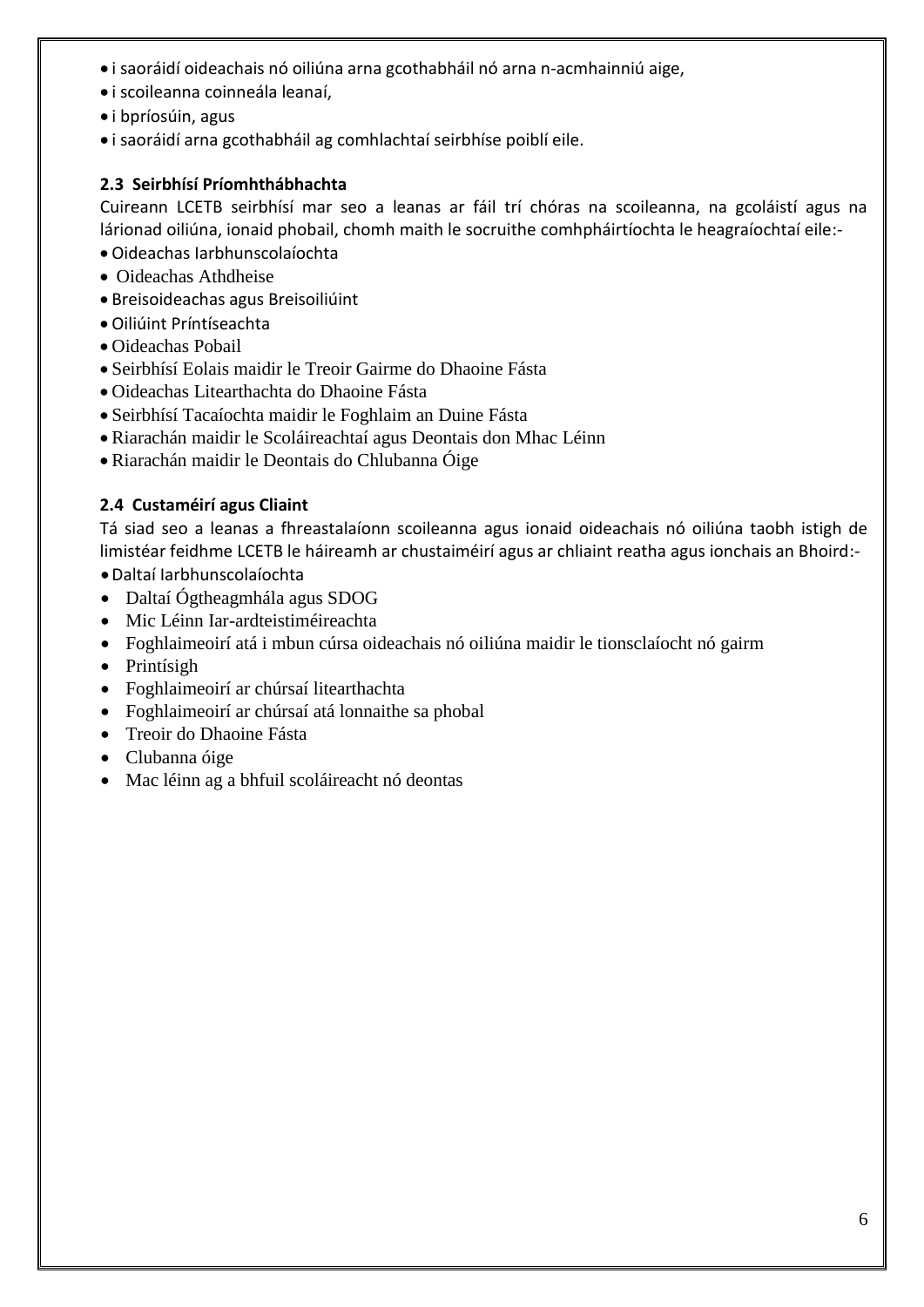- i saoráidí oideachais nó oiliúna arna gcothabháil nó arna n-acmhainniú aige,
- i scoileanna coinneála leanaí,
- i bpríosúin, agus
- i saoráidí arna gcothabháil ag comhlachtaí seirbhíse poiblí eile.

### 2.3 Seirbhísí Príomhthábhachta

Cuireann LCETB seirbhísí mar seo a leanas ar fáil trí chóras na scoileanna, na gcoláistí agus na lárionad oiliúna, ionaid phobail, chomh maith le socruithe comhpháirtíochta le heagraíochtaí eile:-

- Oideachas Iarbhunscolaíochta
- Oideachas Athdheise
- Breisoideachas agus Breisoiliúint
- Oiliúint Príntíseachta
- Oideachas Pobail
- Seirbhísí Eolais maidir le Treoir Gairme do Dhaoine Fásta
- Oideachas Litearthachta do Dhaoine Fásta
- Seirbhísí Tacaíochta maidir le Foghlaim an Duine Fásta
- Riarachán maidir le Scoláireachtaí agus Deontais don Mhac Léinn
- Riarachán maidir le Deontais do Chlubanna Óige

### 2.4 Custaméirí agus Cliaint

Tá siad seo a leanas a fhreastalaíonn scoileanna agus ionaid oideachais nó oiliúna taobh istigh de limistéar feidhme LCETB le háireamh ar chustaiméirí agus ar chliaint reatha agus ionchais an Bhoird:-

- Daltaí Iarbhunscolaíochta
- Daltaí Ógtheagmhála agus SDOG
- Mic Léinn Iar-ardteistiméireachta
- Foghlaimeoirí atá i mbun cúrsa oideachais nó oiliúna maidir le tionsclaíocht nó gairm
- Printísigh
- Foghlaimeoirí ar chúrsaí litearthachta
- Foghlaimeoirí ar chúrsaí atá lonnaithe sa phobal
- Treoir do Dhaoine Fásta
- Clubanna óige
- Mac léinn ag a bhfuil scoláireacht nó deontas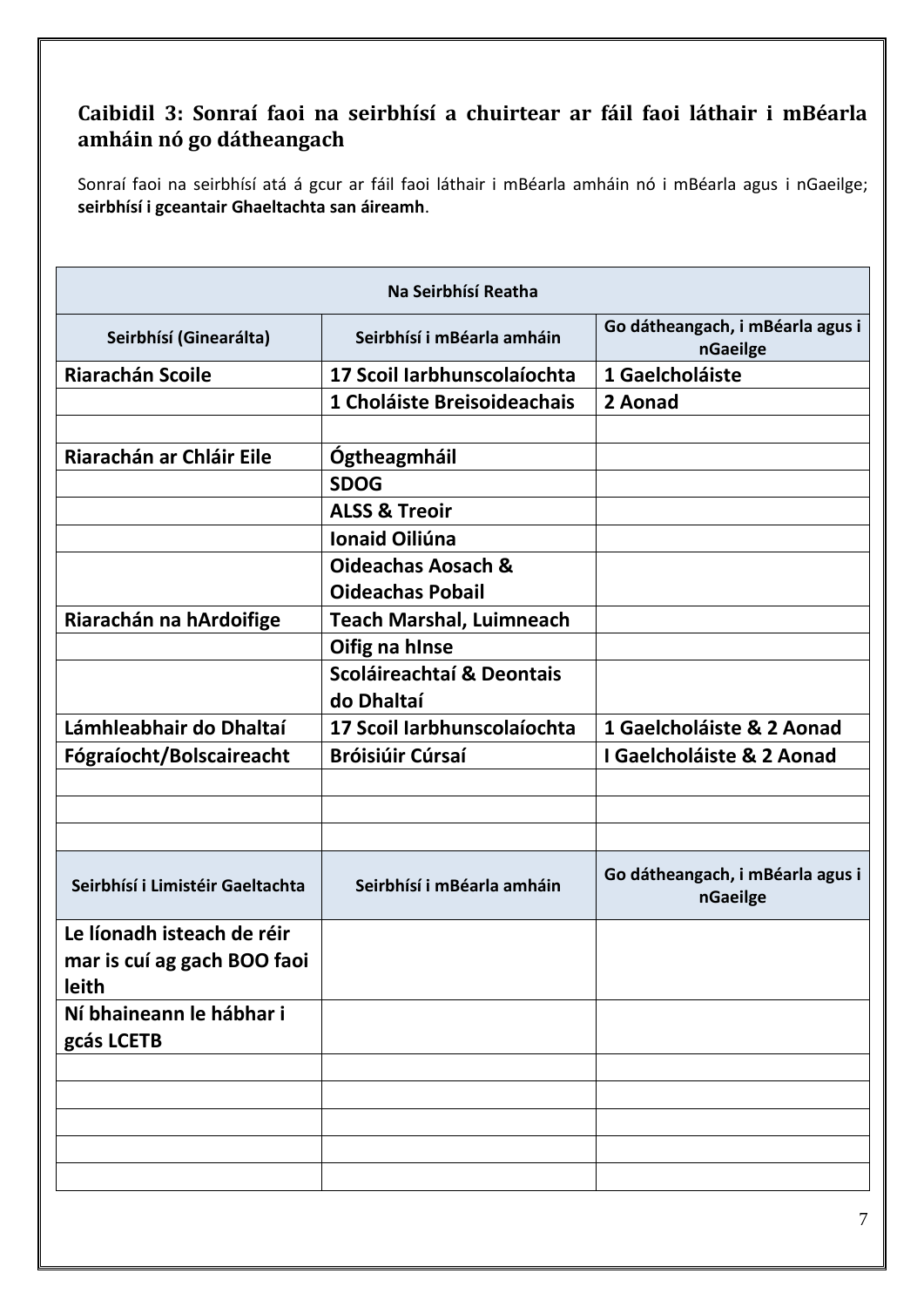## Caibidil 3: Sonraí faoi na seirbhísí a chuirtear ar fáil faoi láthair i mBéarla amháin nó go dátheangach

Sonraí faoi na seirbhísí atá á gcur ar fáil faoi láthair i mBéarla amháin nó i mBéarla agus i nGaeilge; **seirbhísí i gceantair Ghaeltachta san áireamh**.

| Na Seirbhísí Reatha | | |
|---|---|---|
| **Seirbhísí (Ginearálta)** | **Seirbhísí i mBéarla amháin** | **Go dátheangach, i mBéarla agus i nGaeilge** |
| **Riarachán Scoile** | **17 Scoil Iarbhunscolaíochta** | **1 Gaelcholáiste** |
| | **1 Choláiste Breisoideachais** | **2 Aonad** |
| | | |
| **Riarachán ar Chláir Eile** | **Ógtheagmháil** | |
| | **SDOG** | |
| | **ALSS & Treoir** | |
| | **Ionaid Oiliúna** | |
| | **Oideachas Aosach & Oideachas Pobail** | |
| **Riarachán na hArdoifige** | **Teach Marshal, Luimneach** | |
| | **Oifig na hInse** | |
| | **Scoláireachtaí & Deontais do Dhaltaí** | |
| **Lámhleabhair do Dhaltaí** | **17 Scoil Iarbhunscolaíochta** | **1 Gaelcholáiste & 2 Aonad** |
| **Fógraíocht/Bolscaireacht** | **Bróisiúir Cúrsaí** | **I Gaelcholáiste & 2 Aonad** |
| | | |
| | | |
| | | |
| **Seirbhísí i Limistéir Gaeltachta** | **Seirbhísí i mBéarla amháin** | **Go dátheangach, i mBéarla agus i nGaeilge** |
| **Le líonadh isteach de réir mar is cuí ag gach BOO faoi leith** | | |
| **Ní bhaineann le hábhar i gcás LCETB** | | |
| | | |
| | | |
| | | |
| | | |
| | | |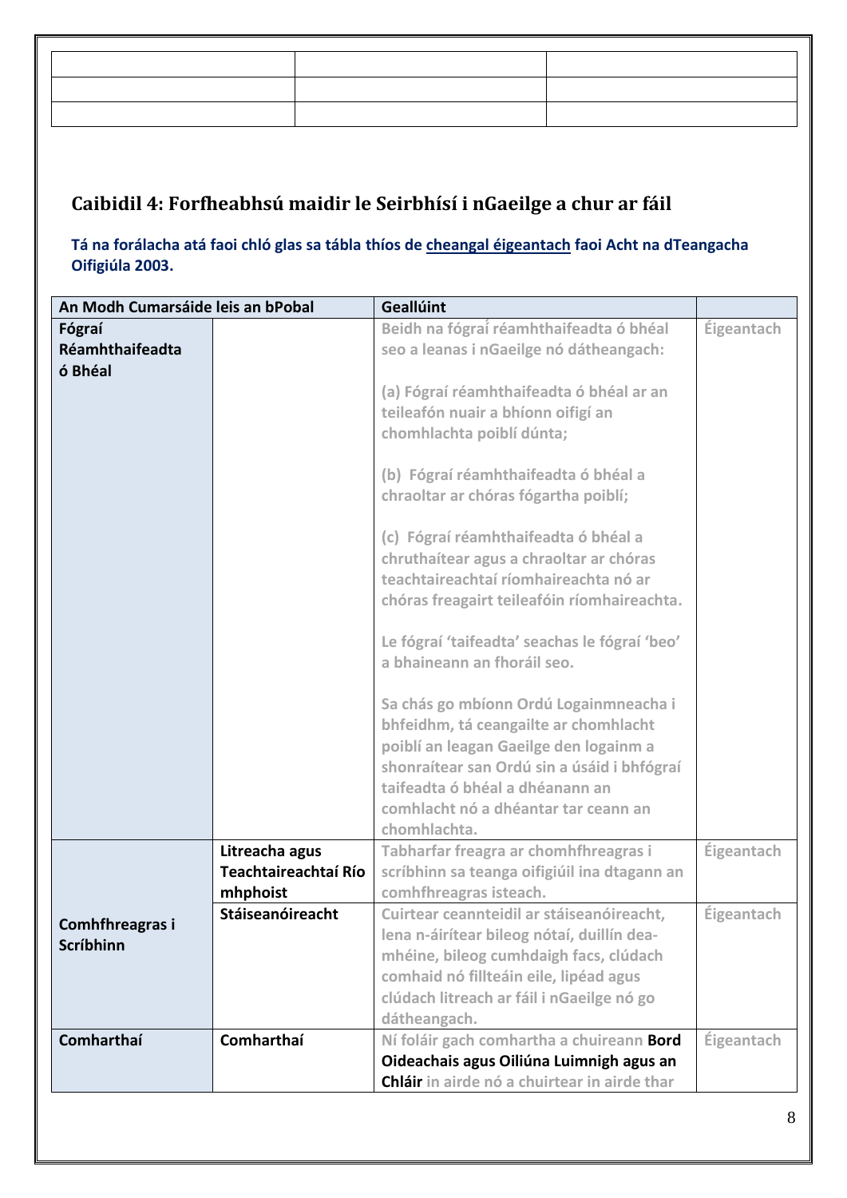| | | |
|---|---|---|
| | | |
| | | |
| | | |

## Caibidil 4: Forfheabhsú maidir le Seirbhísí i nGaeilge a chur ar fáil

**Tá na forálacha atá faoi chló glas sa tábla thíos de cheangal éigeantach faoi Acht na dTeangacha Oifigiúla 2003.**

| An Modh Cumarsáide leis an bPobal | | Geallúint | |
|---|---|---|---|
| **Fógraí Réamhthaifeadta ó Bhéal** | | Beidh na fógraí réamhthaifeadta ó bhéal seo a leanas i nGaeilge nó dátheangach:<br><br>(a) Fógraí réamhthaifeadta ó bhéal ar an teileafón nuair a bhíonn oifigí an chomhlachta poiblí dúnta;<br><br>(b) Fógraí réamhthaifeadta ó bhéal a chraoltar ar chóras fógartha poiblí;<br><br>(c) Fógraí réamhthaifeadta ó bhéal a chruthaítear agus a chraoltar ar chóras teachtaireachtaí ríomhaireachta nó ar chóras freagairt teileafóin ríomhaireachta.<br><br>Le fógraí 'taifeadta' seachas le fógraí 'beo' a bhaineann an fhoráil seo.<br><br>Sa chás go mbíonn Ordú Logainmneacha i bhfeidhm, tá ceangailte ar chomhlacht poiblí an leagan Gaeilge den logainm a shonraítear san Ordú sin a úsáid i bhfógraí taifeadta ó bhéal a dhéanann an comhlacht nó a dhéantar tar ceann an chomhlachta. | Éigeantach |
| **Comhfhreagras i Scríbhinn** | **Litreacha agus Teachtaireachtaí Ríomhphoist** | Tabharfar freagra ar chomhfhreagras i scríbhinn sa teanga oifigiúil ina dtagann an comhfhreagras isteach. | Éigeantach |
| | **Stáiseanóireacht** | Cuirtear ceannteidil ar stáiseanóireacht, lena n-áirítear bileog nótaí, duillín dea-mhéine, bileog cumhdaigh facs, clúdach comhaid nó fillteáin eile, lipéad agus clúdach litreach ar fáil i nGaeilge nó go dátheangach. | Éigeantach |
| **Comharthaí** | **Comharthaí** | Ní foláir gach comhartha a chuireann **Bord Oideachais agus Oiliúna Luimnigh agus an Chláir** in airde nó a chuirtear in airde thar | Éigeantach |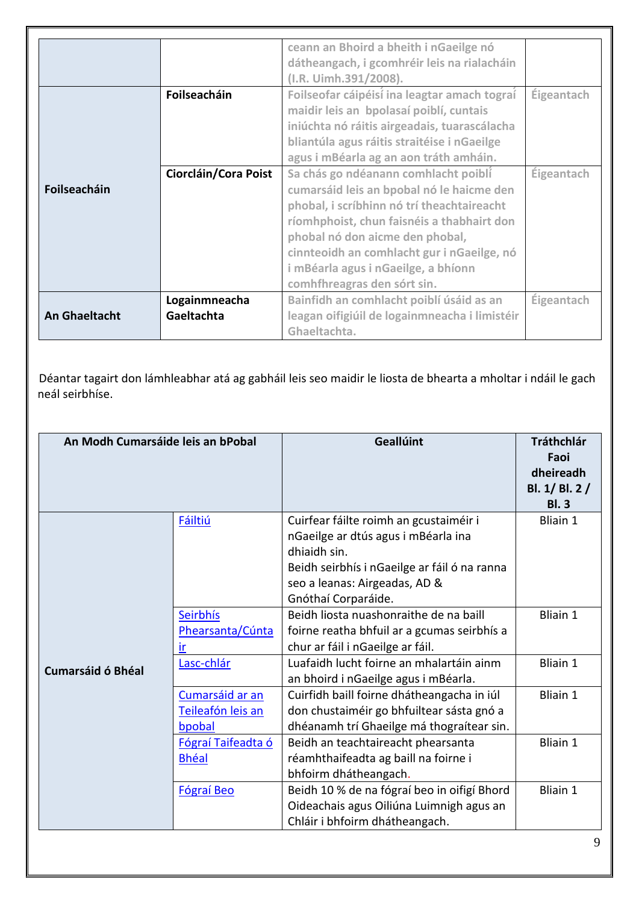|  |  |  |  |
|---|---|---|---|
|  |  | ceann an Bhoird a bheith i nGaeilge nó dátheangach, i gcomhréir leis na rialacháin (I.R. Uimh.391/2008). |  |
| Foilseacháin | Foilseacháin | Foilseofar cáipéisí ina leagtar amach tograí maidir leis an bpolasaí poiblí, cuntais iniúchta nó ráitis airgeadais, tuarascálacha bliantúla agus ráitis straitéise i nGaeilge agus i mBéarla ag an aon tráth amháin. | Éigeantach |
|  | Ciorcláin/Cora Poist | Sa chás go ndéanann comhlacht poiblí cumarsáid leis an bpobal nó le haicme den phobal, i scríbhinn nó trí theachtaireacht ríomhphoist, chun faisnéis a thabhairt don phobal nó don aicme den phobal, cinnteoidh an comhlacht gur i nGaeilge, nó i mBéarla agus i nGaeilge, a bhíonn comhfhreagras den sórt sin. | Éigeantach |
| An Ghaeltacht | Logainmneacha Gaeltachta | Bainfidh an comhlacht poiblí úsáid as an leagan oifigiúil de logainmneacha i limistéir Ghaeltachta. | Éigeantach |

Déantar tagairt don lámhleabhar atá ag gabháil leis seo maidir le liosta de bhearta a mholtar i ndáil le gach neál seirbhíse.

| An Modh Cumarsáide leis an bPobal |  | Gealltúint | Tráthchlár Faoi dheireadh Bl. 1/ Bl. 2 / Bl. 3 |
|---|---|---|---|
| Cumarsáid ó Bhéal | Fáiltiú | Cuirfear fáilte roimh an gcustaiméir i nGaeilge ar dtús agus i mBéarla ina dhiaidh sin.<br>Beidh seirbhís i nGaeilge ar fáil ó na ranna seo a leanas: Airgeadas, AD & Gnóthaí Corparáide. | Bliain 1 |
|  | Seirbhís Phearsanta/Cúntair | Beidh liosta nuashonraithe de na baill foirne reatha bhfuil ar a gcumas seirbhís a chur ar fáil i nGaeilge ar fáil. | Bliain 1 |
|  | Lasc-chlár | Luafaidh lucht foirne an mhalartáin ainm an bhoird i nGaeilge agus i mBéarla. | Bliain 1 |
|  | Cumarsáid ar an Teileafón leis an bpobal | Cuirfidh baill foirne dhátheangacha in iúl don chustaiméir go bhfuiltear sásta gnó a dhéanamh trí Ghaeilge má thograítear sin. | Bliain 1 |
|  | Fógraí Taifeadta ó Bhéal | Beidh an teachtaireacht phearsanta réamhthaifeadta ag baill na foirne i bhfoirm dhátheangach. | Bliain 1 |
|  | Fógraí Beo | Beidh 10 % de na fógraí beo in oifigí Bhord Oideachais agus Oiliúna Luimnigh agus an Chláir i bhfoirm dhátheangach. | Bliain 1 |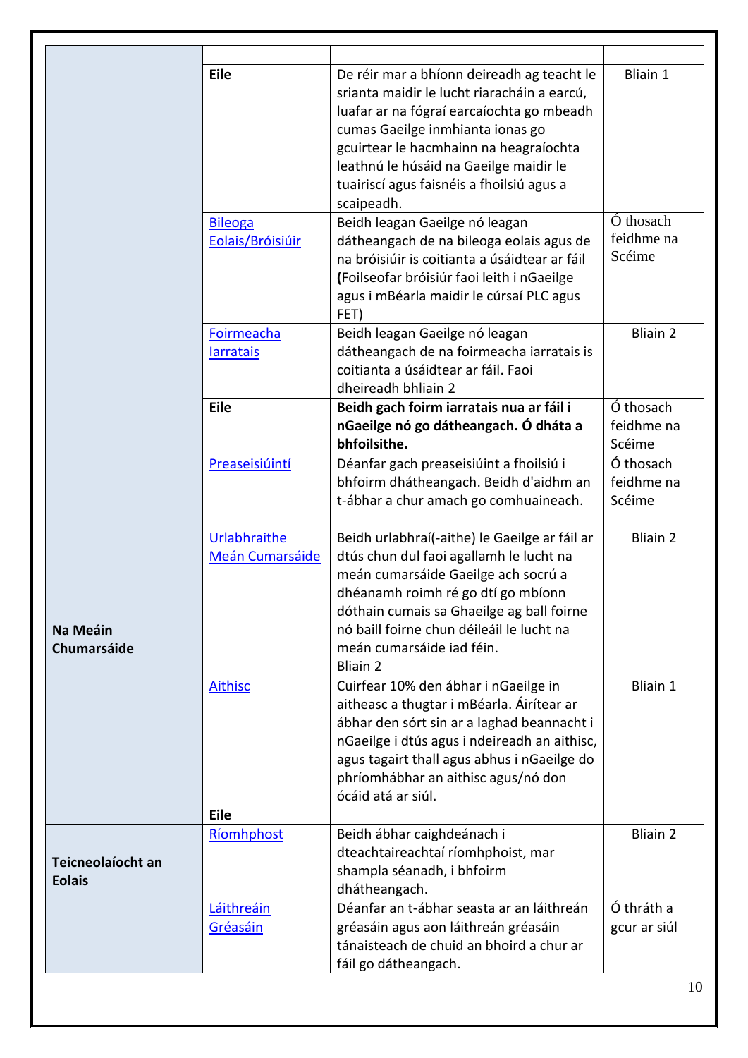| | | | |
|---|---|---|---|
| | **Eile** | De réir mar a bhíonn deireadh ag teacht le srianta maidir le lucht riaracháin a earcú, luafar ar na fógraí earcaíochta go mbeadh cumas Gaeilge inmhianta ionas go gcuirtear le hacmhainn na heagraíochta leathnú le húsáid na Gaeilge maidir le tuairiscí agus faisnéis a fhoilsiú agus a scaipeadh. | Bliain 1 |
| | Bileoga Eolais/Bróisiúir | Beidh leagan Gaeilge nó leagan dátheangach de na bileoga eolais agus de na bróisiúir is coitianta a úsáidtear ar fáil **(**Foilseofar bróisiúr faoi leith i nGaeilge agus i mBéarla maidir le cúrsaí PLC agus FET) | Ó thosach feidhme na Scéime |
| | Foirmeacha Iarratais | Beidh leagan Gaeilge nó leagan dátheangach de na foirmeacha iarratais is coitianta a úsáidtear ar fáil. Faoi dheireadh bhliain 2 | Bliain 2 |
| | **Eile** | **Beidh gach foirm iarratais nua ar fáil i nGaeilge nó go dátheangach. Ó dháta a bhfoilsithe.** | Ó thosach feidhme na Scéime |
| **Na Meáin Chumarsáide** | Preaseisiúintí | Déanfar gach preaseisiúint a fhoilsiú i bhfoirm dhátheangach. Beidh d'aidhm an t-ábhar a chur amach go comhuaineach. | Ó thosach feidhme na Scéime |
| | Urlabhraithe Meán Cumarsáide | Beidh urlabhraí(-aithe) le Gaeilge ar fáil ar dtús chun dul faoi agallamh le lucht na meán cumarsáide Gaeilge ach socrú a dhéanamh roimh ré go dtí go mbíonn dóthain cumais sa Ghaeilge ag ball foirne nó baill foirne chun déileáil le lucht na meán cumarsáide iad féin. Bliain 2 | Bliain 2 |
| | Aithisc | Cuirfear 10% den ábhar i nGaeilge in aitheasc a thugtar i mBéarla. Áirítear ar ábhar den sórt sin ar a laghad beannacht i nGaeilge i dtús agus i ndeireadh an aithisc, agus tagairt thall agus abhus i nGaeilge do phríomhábhar an aithisc agus/nó don ócáid atá ar siúl. | Bliain 1 |
| | **Eile** | | |
| **Teicneolaíocht an Eolais** | Ríomhphost | Beidh ábhar caighdeánach i dteachtaireachtaí ríomhphoist, mar shampla séanadh, i bhfoirm dhátheangach. | Bliain 2 |
| | Láithreáin Gréasáin | Déanfar an t-ábhar seasta ar an láithreán gréasáin agus aon láithreán gréasáin tánaisteach de chuid an bhoird a chur ar fáil go dátheangach. | Ó thráth a gcur ar siúl |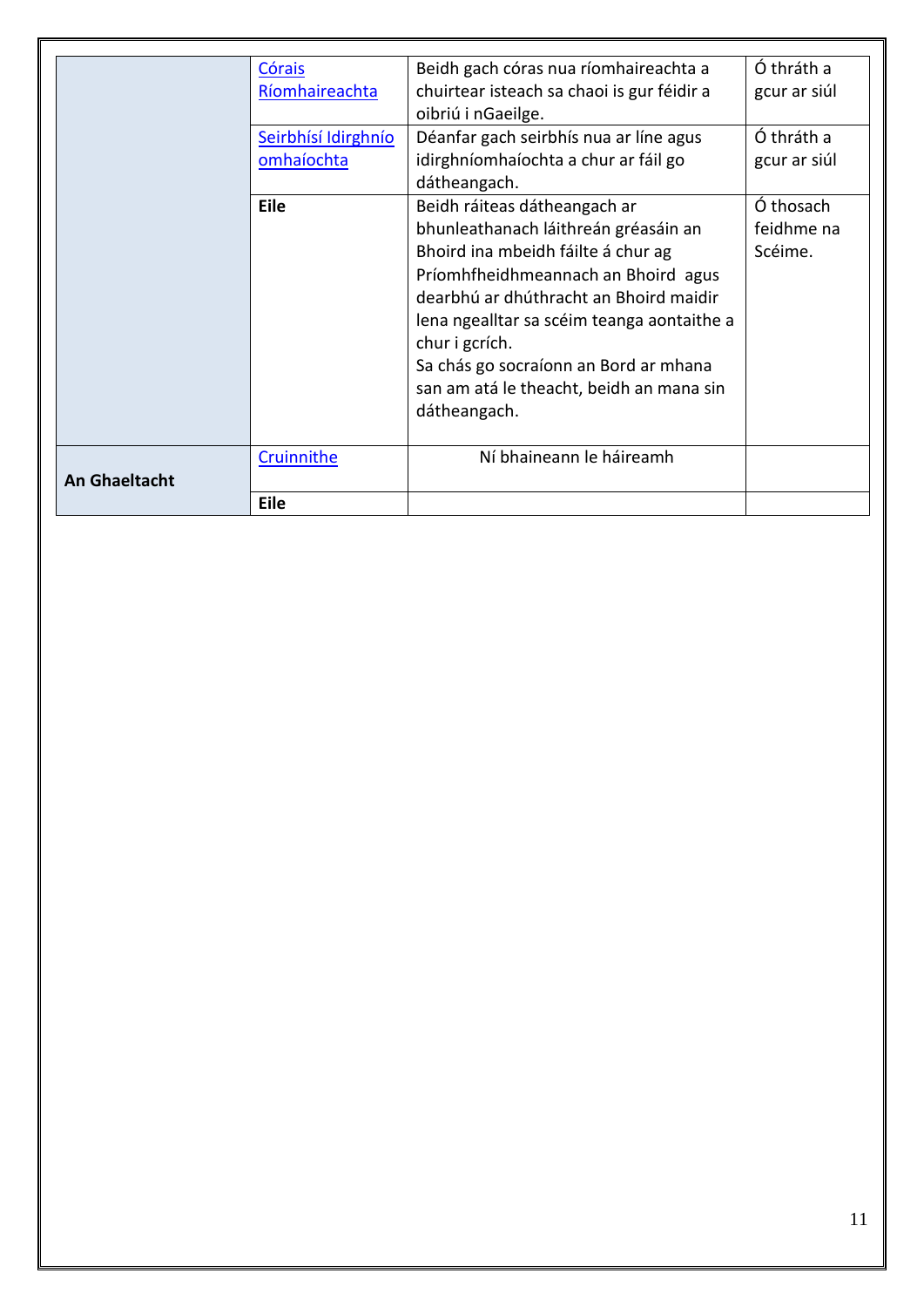| | | | |
|---|---|---|---|
| | Córais Ríomhaireachta | Beidh gach córas nua ríomhaireachta a chuirtear isteach sa chaoi is gur féidir a oibriú i nGaeilge. | Ó thráth a gcur ar siúl |
| | Seirbhísí Idirghníomhaíochta | Déanfar gach seirbhís nua ar líne agus idirghníomhaíochta a chur ar fáil go dátheangach. | Ó thráth a gcur ar siúl |
| | **Eile** | Beidh ráiteas dátheangach ar bhunleathanach láithreán gréasáin an Bhoird ina mbeidh fáilte á chur ag Príomhfheidhmeannach an Bhoird agus dearbhú ar dhúthracht an Bhoird maidir lena ngealltar sa scéim teanga aontaithe a chur i gcrích. Sa chás go socraíonn an Bord ar mhana san am atá le theacht, beidh an mana sin dátheangach. | Ó thosach feidhme na Scéime. |
| **An Ghaeltacht** | Cruinnithe | Ní bhaineann le háireamh | |
| | **Eile** | | |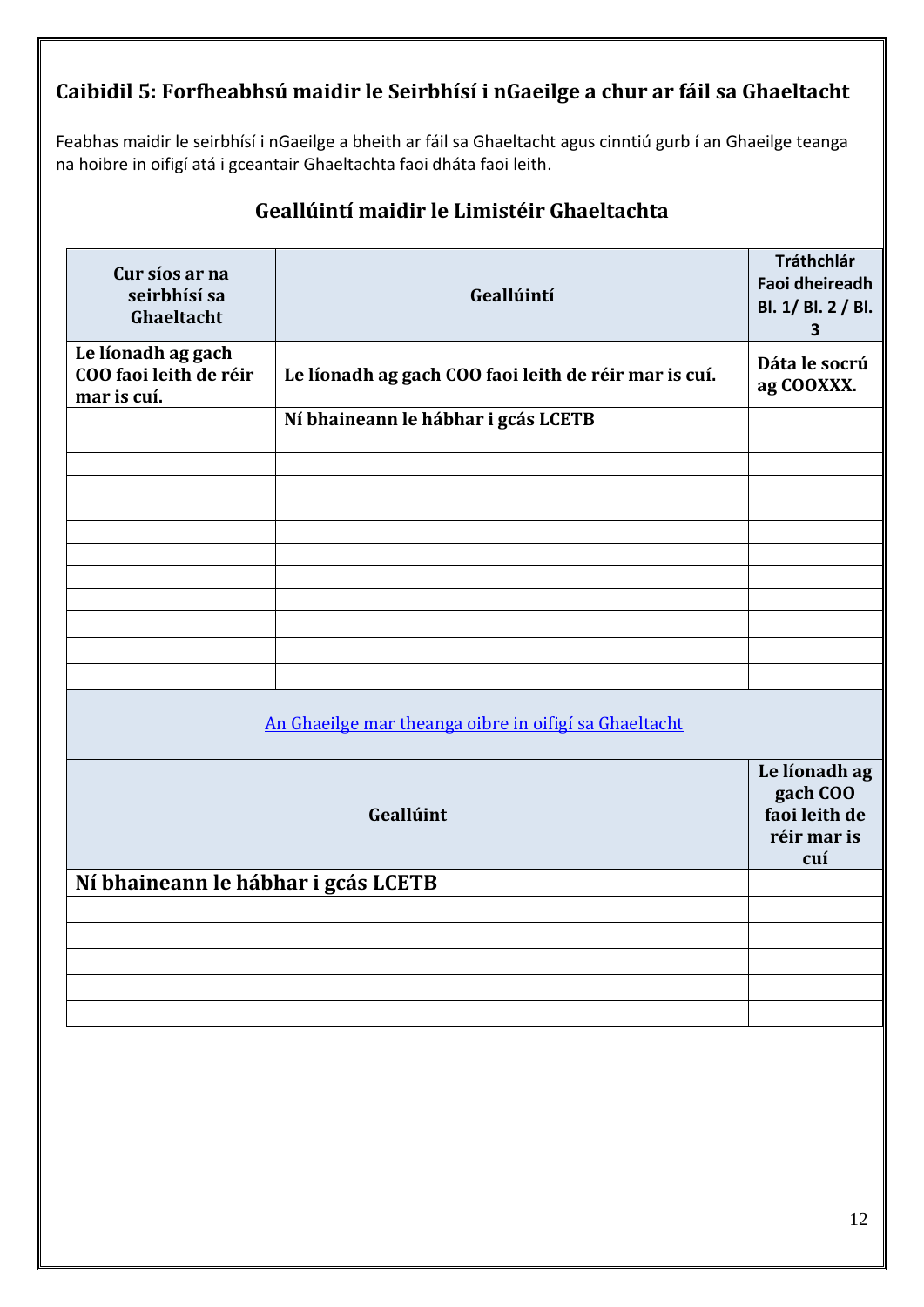## Caibidil 5: Forfheabhsú maidir le Seirbhísí i nGaeilge a chur ar fáil sa Ghaeltacht

Feabhas maidir le seirbhísí i nGaeilge a bheith ar fáil sa Ghaeltacht agus cinntiú gurb í an Ghaeilge teanga na hoibre in oifigí atá i gceantair Ghaeltachta faoi dháta faoi leith.

### Geallúintí maidir le Limistéir Ghaeltachta

| Cur síos ar na seirbhísí sa Ghaeltacht | Geallúintí | Tráthchlár Faoi dheireadh Bl. 1/ Bl. 2 / Bl. 3 |
|---|---|---|
| **Le líonadh ag gach COO faoi leith de réir mar is cuí.** | **Le líonadh ag gach COO faoi leith de réir mar is cuí.** | **Dáta le socrú ag COOXXX.** |
| | **Ní bhaineann le hábhar i gcás LCETB** | |
| | | |
| | | |
| | | |
| | | |
| | | |
| | | |
| | | |
| | | |
| | | |
| | | |
| | | |

An Ghaeilge mar theanga oibre in oifigí sa Ghaeltacht

| Geallúint | Le líonadh ag gach COO faoi leith de réir mar is cuí |
|---|---|
| **Ní bhaineann le hábhar i gcás LCETB** | |
| | |
| | |
| | |
| | |
| | |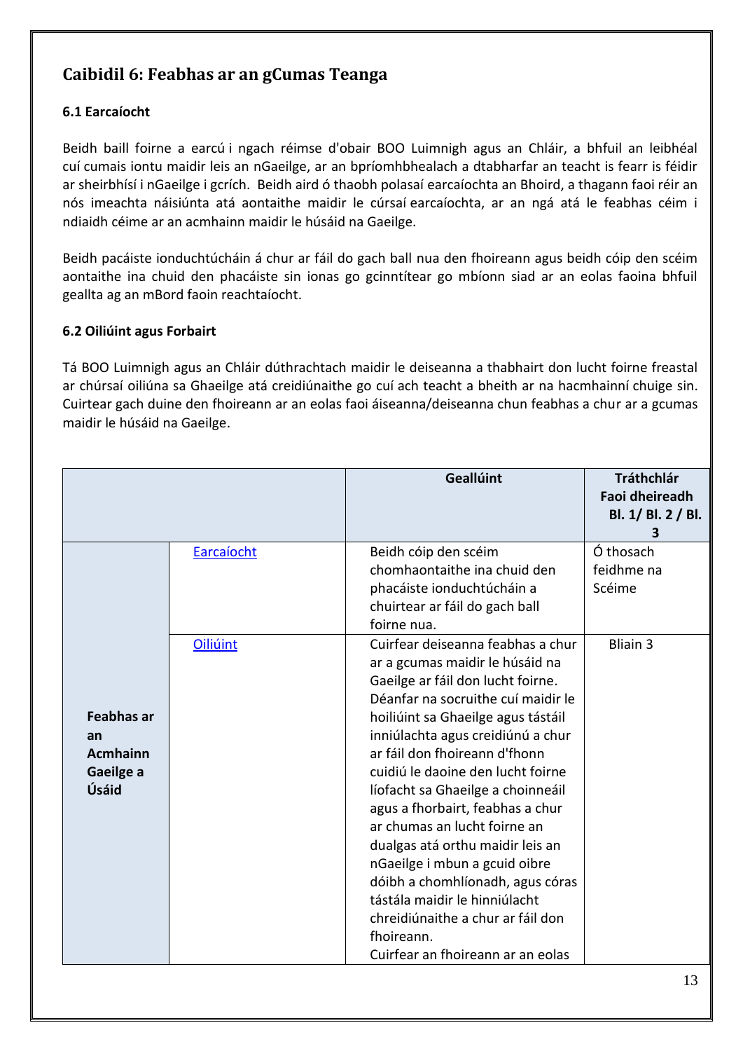## Caibidil 6: Feabhas ar an gCumas Teanga

### 6.1 Earcaíocht

Beidh baill foirne a earcú i ngach réimse d'obair BOO Luimnigh agus an Chláir, a bhfuil an leibhéal cuí cumais iontu maidir leis an nGaeilge, ar an bpríomhbhealach a dtabharfar an teacht is fearr is féidir ar sheirbhísí i nGaeilge i gcrích. Beidh aird ó thaobh polasaí earcaíochta an Bhoird, a thagann faoi réir an nós imeachta náisiúnta atá aontaithe maidir le cúrsaí earcaíochta, ar an ngá atá le feabhas céim i ndiaidh céime ar an acmhainn maidir le húsáid na Gaeilge.

Beidh pacáiste ionduchtúcháin á chur ar fáil do gach ball nua den fhoireann agus beidh cóip den scéim aontaithe ina chuid den phacáiste sin ionas go gcinntítear go mbíonn siad ar an eolas faoina bhfuil geallta ag an mBord faoin reachtaíocht.

### 6.2 Oiliúint agus Forbairt

Tá BOO Luimnigh agus an Chláir dúthrachtach maidir le deiseanna a thabhairt don lucht foirne freastal ar chúrsaí oiliúna sa Ghaeilge atá creidiúnaithe go cuí ach teacht a bheith ar na hacmhainní chuige sin. Cuirtear gach duine den fhoireann ar an eolas faoi áiseanna/deiseanna chun feabhas a chur ar a gcumas maidir le húsáid na Gaeilge.

| | | Geallúint | Tráthchlár Faoi dheireadh Bl. 1/ Bl. 2 / Bl. 3 |
|---|---|---|---|
| **Feabhas ar an Acmhainn Gaeilge a Úsáid** | Earcaíocht | Beidh cóip den scéim chomhaontaithe ina chuid den phacáiste ionduchtúcháin a chuirtear ar fáil do gach ball foirne nua. | Ó thosach feidhme na Scéime |
| | Oiliúint | Cuirfear deiseanna feabhas a chur ar a gcumas maidir le húsáid na Gaeilge ar fáil don lucht foirne. Déanfar na socruithe cuí maidir le hoiliúint sa Ghaeilge agus tástáil inniúlachta agus creidiúnú a chur ar fáil don fhoireann d'fhonn cuidiú le daoine den lucht foirne líofacht sa Ghaeilge a choinneáil agus a fhorbairt, feabhas a chur ar chumas an lucht foirne an dualgas atá orthu maidir leis an nGaeilge i mbun a gcuid oibre dóibh a chomhlíonadh, agus córas tástála maidir le hinniúlacht chreidiúnaithe a chur ar fáil don fhoireann.<br>Cuirfear an fhoireann ar an eolas | Bliain 3 |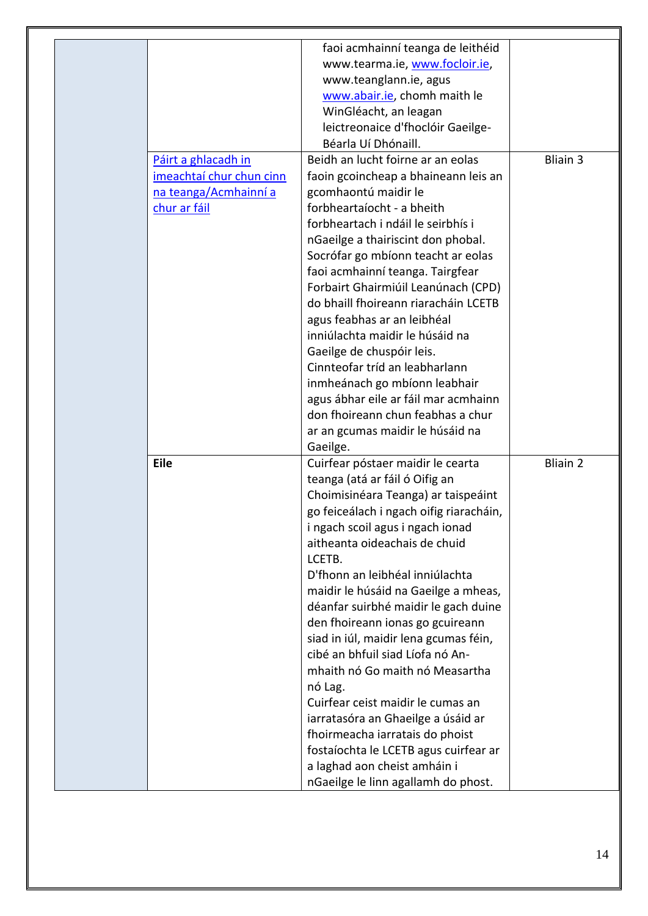| | | | |
|---|---|---|---|
| | | faoi acmhainní teanga de leithéid www.tearma.ie, www.focloir.ie, www.teanglann.ie, agus www.abair.ie, chomh maith le WinGléacht, an leagan leictreonaice d'fhoclóir Gaeilge-Béarla Uí Dhónaill. | |
| | Páirt a ghlacadh in imeachtaí chur chun cinn na teanga/Acmhainní a chur ar fáil | Beidh an lucht foirne ar an eolas faoin gcoincheap a bhaineann leis an gcomhaontú maidir le forbheartaíocht - a bheith forbheartach i ndáil le seirbhís i nGaeilge a thairiscint don phobal. Socrófar go mbíonn teacht ar eolas faoi acmhainní teanga. Tairgfear Forbairt Ghairmiúil Leanúnach (CPD) do bhaill fhoireann riaracháin LCETB agus feabhas ar an leibhéal inniúlachta maidir le húsáid na Gaeilge de chuspóir leis. Cinnteofar tríd an leabharlann inmheánach go mbíonn leabhair agus ábhar eile ar fáil mar acmhainn don fhoireann chun feabhas a chur ar an gcumas maidir le húsáid na Gaeilge. | Bliain 3 |
| | **Eile** | Cuirfear póstaer maidir le cearta teanga (atá ar fáil ó Oifig an Choimisinéara Teanga) ar taispeáint go feiceálach i ngach oifig riaracháin, i ngach scoil agus i ngach ionad aitheanta oideachais de chuid LCETB. D'fhonn an leibhéal inniúlachta maidir le húsáid na Gaeilge a mheas, déanfar suirbhé maidir le gach duine den fhoireann ionas go gcuireann siad in iúl, maidir lena gcumas féin, cibé an bhfuil siad Líofa nó An-mhaith nó Go maith nó Measartha nó Lag. Cuirfear ceist maidir le cumas an iarratasóra an Ghaeilge a úsáid ar fhoirmeacha iarratais do phoist fostaíochta le LCETB agus cuirfear ar a laghad aon cheist amháin i nGaeilge le linn agallamh do phost. | Bliain 2 |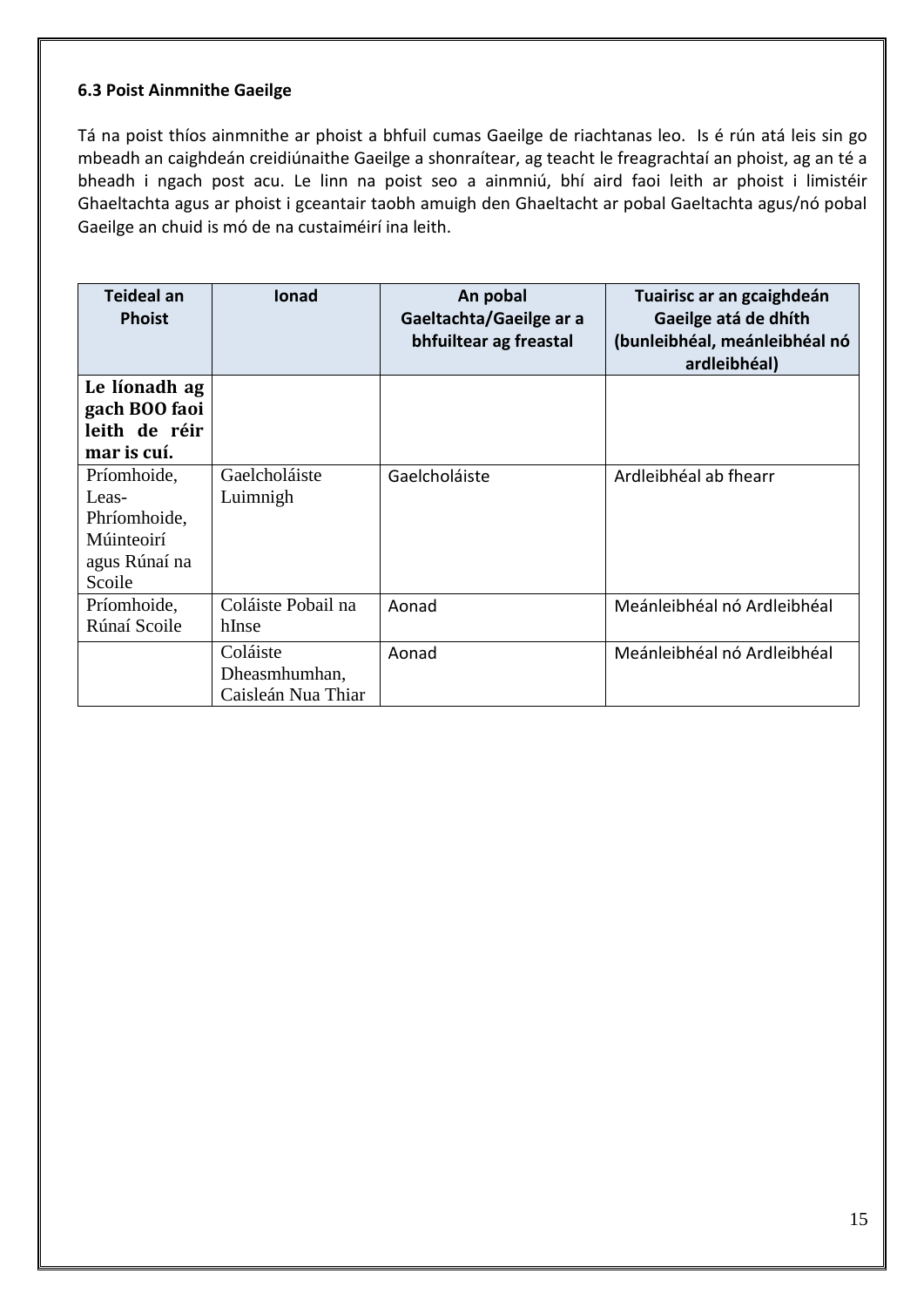### 6.3 Poist Ainmnithe Gaeilge

Tá na poist thíos ainmnithe ar phoist a bhfuil cumas Gaeilge de riachtanas leo. Is é rún atá leis sin go mbeadh an caighdeán creidiúnaithe Gaeilge a shonraítear, ag teacht le freagrachtaí an phoist, ag an té a bheadh i ngach post acu. Le linn na poist seo a ainmniú, bhí aird faoi leith ar phoist i limistéir Ghaeltachta agus ar phoist i gceantair taobh amuigh den Ghaeltacht ar pobal Gaeltachta agus/nó pobal Gaeilge an chuid is mó de na custaiméirí ina leith.

| Teideal an Phoist | Ionad | An pobal Gaeltachta/Gaeilge ar a bhfuiltear ag freastal | Tuairisc ar an gcaighdeán Gaeilge atá de dhíth (bunleibhéal, meánleibhéal nó ardleibhéal) |
|---|---|---|---|
| **Le líonadh ag gach BOO faoi leith de réir mar is cuí.** | | | |
| Príomhoide, Leas-Phríomhoide, Múinteoirí agus Rúnaí na Scoile | Gaelcholáiste Luimnigh | Gaelcholáiste | Ardleibhéal ab fhearr |
| Príomhoide, Rúnaí Scoile | Coláiste Pobail na hInse | Aonad | Meánleibhéal nó Ardleibhéal |
| | Coláiste Dheasmhumhan, Caisleán Nua Thiar | Aonad | Meánleibhéal nó Ardleibhéal |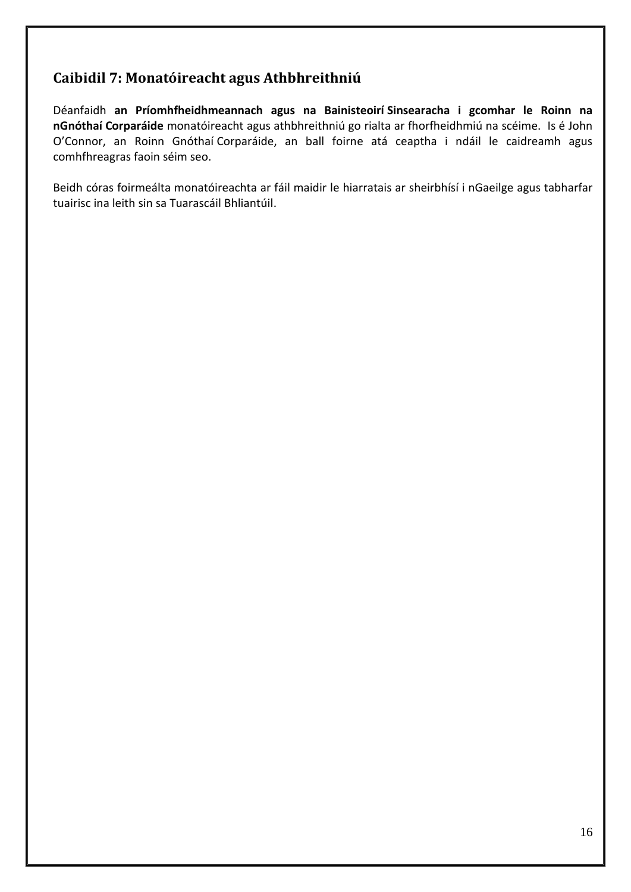## Caibidil 7: Monatóireacht agus Athbhreithniú

Déanfaidh **an Príomhfheidhmeannach agus na Bainisteoirí Sinsearacha i gcomhar le Roinn na nGnóthaí Corparáide** monatóireacht agus athbhreithniú go rialta ar fhorfheidhmiú na scéime. Is é John O'Connor, an Roinn Gnóthaí Corparáide, an ball foirne atá ceaptha i ndáil le caidreamh agus comhfhreagras faoin séim seo.

Beidh córas foirmeálta monatóireachta ar fáil maidir le hiarratais ar sheirbhísí i nGaeilge agus tabharfar tuairisc ina leith sin sa Tuarascáil Bhliantúil.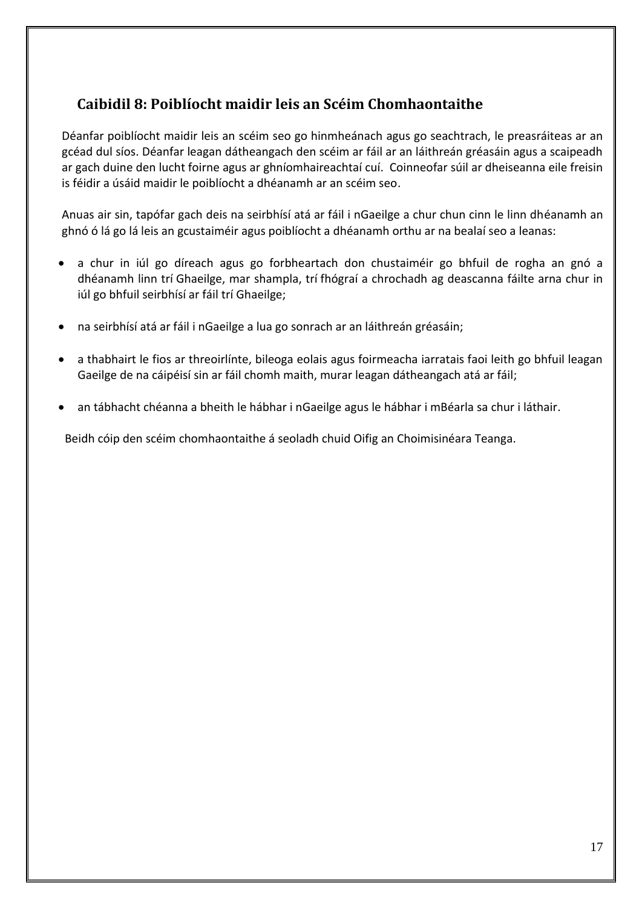## Caibidil 8: Poiblíocht maidir leis an Scéim Chomhaontaithe

Déanfar poiblíocht maidir leis an scéim seo go hinmheánach agus go seachtrach, le preasráiteas ar an gcéad dul síos. Déanfar leagan dátheangach den scéim ar fáil ar an láithreán gréasáin agus a scaipeadh ar gach duine den lucht foirne agus ar ghníomhaireachtaí cuí. Coinneofar súil ar dheiseanna eile freisin is féidir a úsáid maidir le poiblíocht a dhéanamh ar an scéim seo.

Anuas air sin, tapófar gach deis na seirbhísí atá ar fáil i nGaeilge a chur chun cinn le linn dhéanamh an ghnó ó lá go lá leis an gcustaiméir agus poiblíocht a dhéanamh orthu ar na bealaí seo a leanas:

- a chur in iúl go díreach agus go forbheartach don chustaiméir go bhfuil de rogha an gnó a dhéanamh linn trí Ghaeilge, mar shampla, trí fhógraí a chrochadh ag deascanna fáilte arna chur in iúl go bhfuil seirbhísí ar fáil trí Ghaeilge;
- na seirbhísí atá ar fáil i nGaeilge a lua go sonrach ar an láithreán gréasáin;
- a thabhairt le fios ar threoirlínte, bileoga eolais agus foirmeacha iarratais faoi leith go bhfuil leagan Gaeilge de na cáipéisí sin ar fáil chomh maith, murar leagan dátheangach atá ar fáil;
- an tábhacht chéanna a bheith le hábhar i nGaeilge agus le hábhar i mBéarla sa chur i láthair.

Beidh cóip den scéim chomhaontaithe á seoladh chuid Oifig an Choimisinéara Teanga.